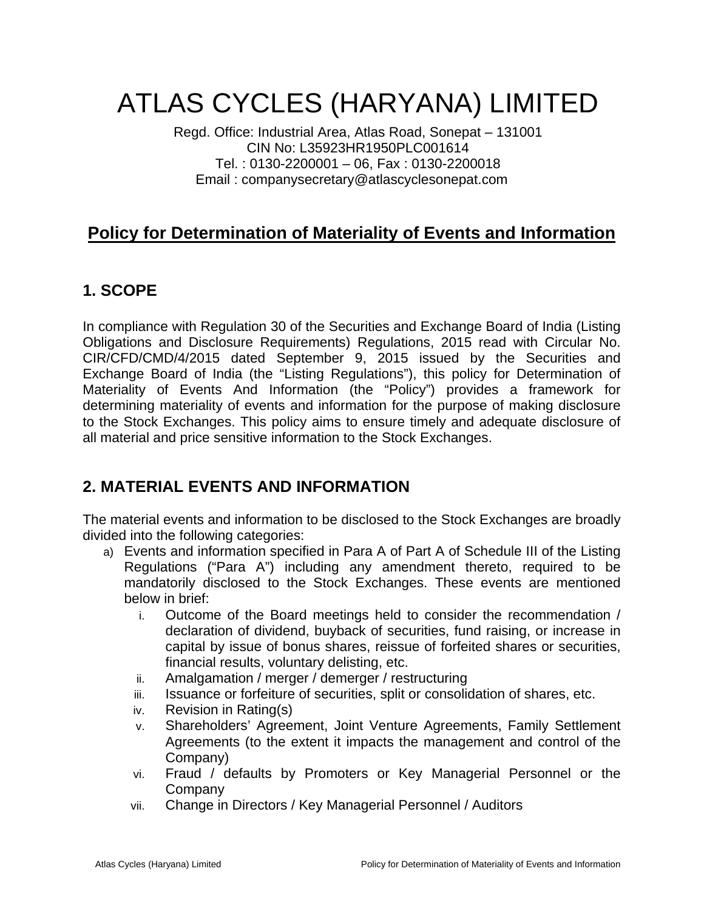# ATLAS CYCLES (HARYANA) LIMITED

Regd. Office: Industrial Area, Atlas Road, Sonepat – 131001
CIN No: L35923HR1950PLC001614
Tel. : 0130-2200001 – 06, Fax : 0130-2200018
Email : companysecretary@atlascyclesonepat.com

## Policy for Determination of Materiality of Events and Information

## 1. SCOPE

In compliance with Regulation 30 of the Securities and Exchange Board of India (Listing Obligations and Disclosure Requirements) Regulations, 2015 read with Circular No. CIR/CFD/CMD/4/2015 dated September 9, 2015 issued by the Securities and Exchange Board of India (the "Listing Regulations"), this policy for Determination of Materiality of Events And Information (the "Policy") provides a framework for determining materiality of events and information for the purpose of making disclosure to the Stock Exchanges. This policy aims to ensure timely and adequate disclosure of all material and price sensitive information to the Stock Exchanges.

## 2. MATERIAL EVENTS AND INFORMATION

The material events and information to be disclosed to the Stock Exchanges are broadly divided into the following categories:

a) Events and information specified in Para A of Part A of Schedule III of the Listing Regulations ("Para A") including any amendment thereto, required to be mandatorily disclosed to the Stock Exchanges. These events are mentioned below in brief:
   - i. Outcome of the Board meetings held to consider the recommendation / declaration of dividend, buyback of securities, fund raising, or increase in capital by issue of bonus shares, reissue of forfeited shares or securities, financial results, voluntary delisting, etc.
   - ii. Amalgamation / merger / demerger / restructuring
   - iii. Issuance or forfeiture of securities, split or consolidation of shares, etc.
   - iv. Revision in Rating(s)
   - v. Shareholders' Agreement, Joint Venture Agreements, Family Settlement Agreements (to the extent it impacts the management and control of the Company)
   - vi. Fraud / defaults by Promoters or Key Managerial Personnel or the Company
   - vii. Change in Directors / Key Managerial Personnel / Auditors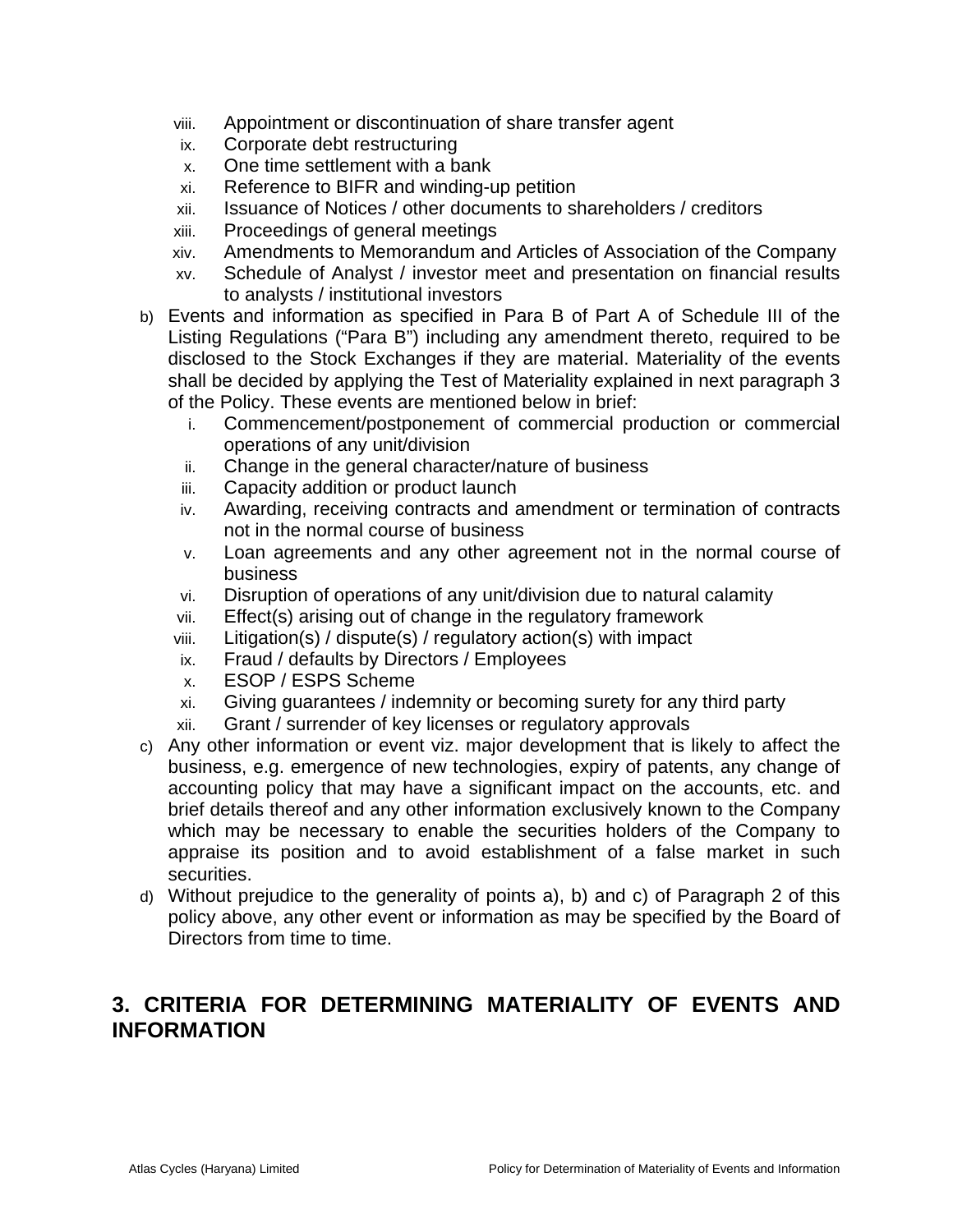viii. Appointment or discontinuation of share transfer agent
ix. Corporate debt restructuring
x. One time settlement with a bank
xi. Reference to BIFR and winding-up petition
xii. Issuance of Notices / other documents to shareholders / creditors
xiii. Proceedings of general meetings
xiv. Amendments to Memorandum and Articles of Association of the Company
xv. Schedule of Analyst / investor meet and presentation on financial results to analysts / institutional investors

b) Events and information as specified in Para B of Part A of Schedule III of the Listing Regulations ("Para B") including any amendment thereto, required to be disclosed to the Stock Exchanges if they are material. Materiality of the events shall be decided by applying the Test of Materiality explained in next paragraph 3 of the Policy. These events are mentioned below in brief:
   i. Commencement/postponement of commercial production or commercial operations of any unit/division
   ii. Change in the general character/nature of business
   iii. Capacity addition or product launch
   iv. Awarding, receiving contracts and amendment or termination of contracts not in the normal course of business
   v. Loan agreements and any other agreement not in the normal course of business
   vi. Disruption of operations of any unit/division due to natural calamity
   vii. Effect(s) arising out of change in the regulatory framework
   viii. Litigation(s) / dispute(s) / regulatory action(s) with impact
   ix. Fraud / defaults by Directors / Employees
   x. ESOP / ESPS Scheme
   xi. Giving guarantees / indemnity or becoming surety for any third party
   xii. Grant / surrender of key licenses or regulatory approvals

c) Any other information or event viz. major development that is likely to affect the business, e.g. emergence of new technologies, expiry of patents, any change of accounting policy that may have a significant impact on the accounts, etc. and brief details thereof and any other information exclusively known to the Company which may be necessary to enable the securities holders of the Company to appraise its position and to avoid establishment of a false market in such securities.

d) Without prejudice to the generality of points a), b) and c) of Paragraph 2 of this policy above, any other event or information as may be specified by the Board of Directors from time to time.

## 3. CRITERIA FOR DETERMINING MATERIALITY OF EVENTS AND INFORMATION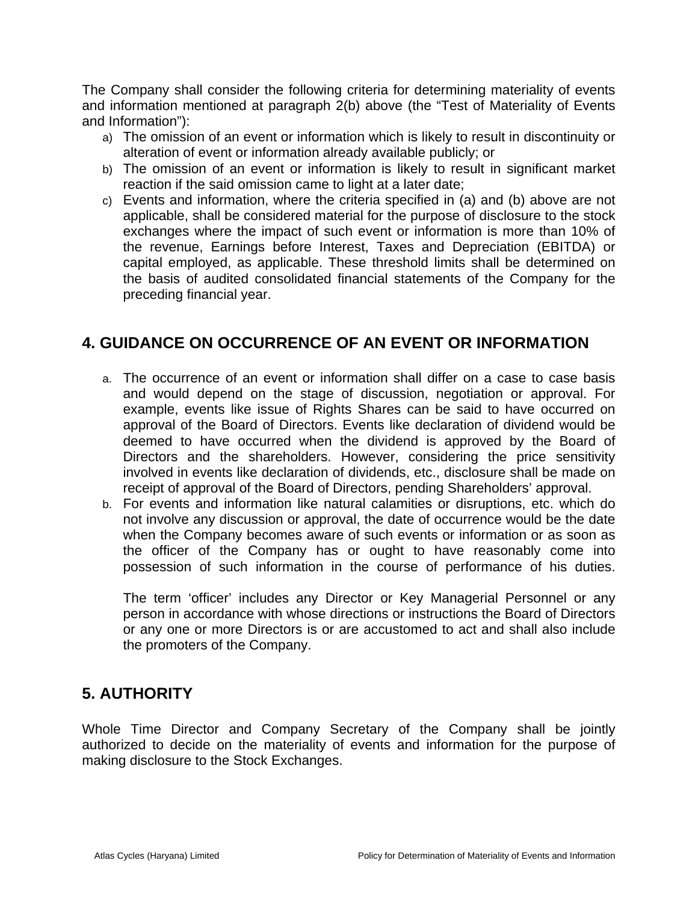The Company shall consider the following criteria for determining materiality of events and information mentioned at paragraph 2(b) above (the "Test of Materiality of Events and Information"):

a) The omission of an event or information which is likely to result in discontinuity or alteration of event or information already available publicly; or
b) The omission of an event or information is likely to result in significant market reaction if the said omission came to light at a later date;
c) Events and information, where the criteria specified in (a) and (b) above are not applicable, shall be considered material for the purpose of disclosure to the stock exchanges where the impact of such event or information is more than 10% of the revenue, Earnings before Interest, Taxes and Depreciation (EBITDA) or capital employed, as applicable. These threshold limits shall be determined on the basis of audited consolidated financial statements of the Company for the preceding financial year.

## 4. GUIDANCE ON OCCURRENCE OF AN EVENT OR INFORMATION

a. The occurrence of an event or information shall differ on a case to case basis and would depend on the stage of discussion, negotiation or approval. For example, events like issue of Rights Shares can be said to have occurred on approval of the Board of Directors. Events like declaration of dividend would be deemed to have occurred when the dividend is approved by the Board of Directors and the shareholders. However, considering the price sensitivity involved in events like declaration of dividends, etc., disclosure shall be made on receipt of approval of the Board of Directors, pending Shareholders' approval.
b. For events and information like natural calamities or disruptions, etc. which do not involve any discussion or approval, the date of occurrence would be the date when the Company becomes aware of such events or information or as soon as the officer of the Company has or ought to have reasonably come into possession of such information in the course of performance of his duties.

   The term 'officer' includes any Director or Key Managerial Personnel or any person in accordance with whose directions or instructions the Board of Directors or any one or more Directors is or are accustomed to act and shall also include the promoters of the Company.

## 5. AUTHORITY

Whole Time Director and Company Secretary of the Company shall be jointly authorized to decide on the materiality of events and information for the purpose of making disclosure to the Stock Exchanges.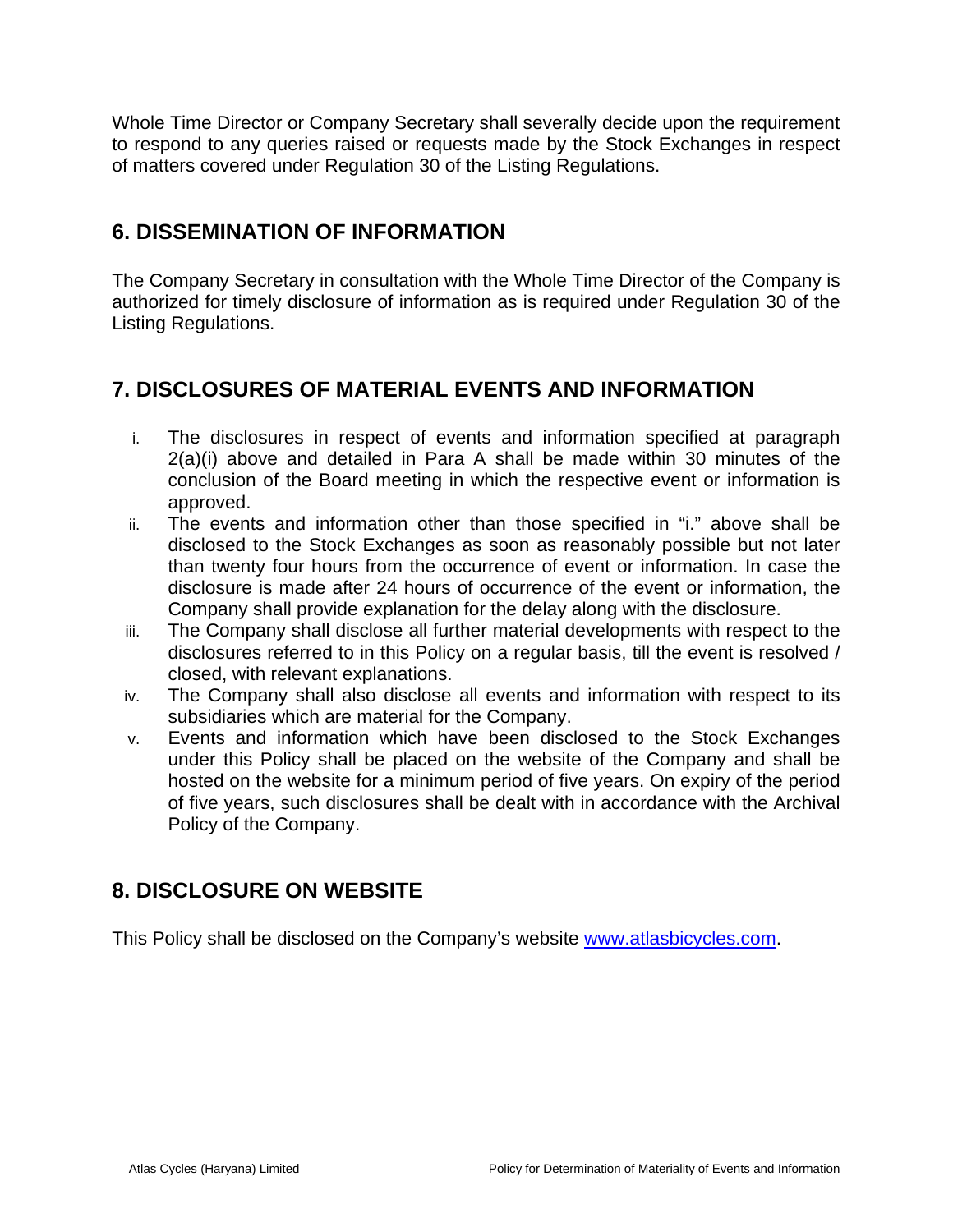Whole Time Director or Company Secretary shall severally decide upon the requirement to respond to any queries raised or requests made by the Stock Exchanges in respect of matters covered under Regulation 30 of the Listing Regulations.

## 6. DISSEMINATION OF INFORMATION

The Company Secretary in consultation with the Whole Time Director of the Company is authorized for timely disclosure of information as is required under Regulation 30 of the Listing Regulations.

## 7. DISCLOSURES OF MATERIAL EVENTS AND INFORMATION

i. The disclosures in respect of events and information specified at paragraph 2(a)(i) above and detailed in Para A shall be made within 30 minutes of the conclusion of the Board meeting in which the respective event or information is approved.

ii. The events and information other than those specified in "i." above shall be disclosed to the Stock Exchanges as soon as reasonably possible but not later than twenty four hours from the occurrence of event or information. In case the disclosure is made after 24 hours of occurrence of the event or information, the Company shall provide explanation for the delay along with the disclosure.

iii. The Company shall disclose all further material developments with respect to the disclosures referred to in this Policy on a regular basis, till the event is resolved / closed, with relevant explanations.

iv. The Company shall also disclose all events and information with respect to its subsidiaries which are material for the Company.

v. Events and information which have been disclosed to the Stock Exchanges under this Policy shall be placed on the website of the Company and shall be hosted on the website for a minimum period of five years. On expiry of the period of five years, such disclosures shall be dealt with in accordance with the Archival Policy of the Company.

## 8. DISCLOSURE ON WEBSITE

This Policy shall be disclosed on the Company's website www.atlasbicycles.com.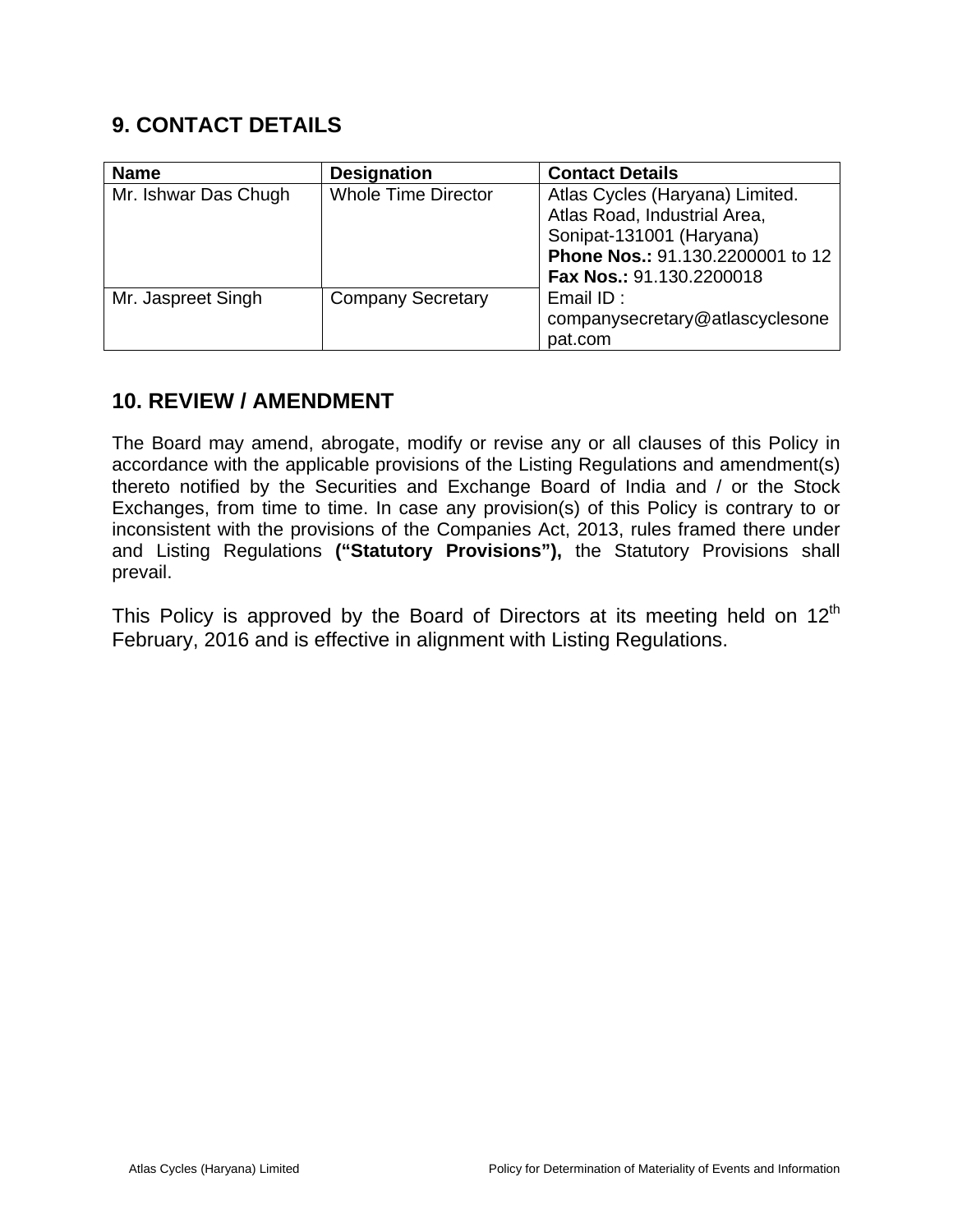## 9. CONTACT DETAILS

| Name | Designation | Contact Details |
|---|---|---|
| Mr. Ishwar Das Chugh | Whole Time Director | Atlas Cycles (Haryana) Limited. Atlas Road, Industrial Area, Sonipat-131001 (Haryana) **Phone Nos.:** 91.130.2200001 to 12 **Fax Nos.:** 91.130.2200018 Email ID : companysecretary@atlascyclesonepat.com |
| Mr. Jaspreet Singh | Company Secretary | |

## 10. REVIEW / AMENDMENT

The Board may amend, abrogate, modify or revise any or all clauses of this Policy in accordance with the applicable provisions of the Listing Regulations and amendment(s) thereto notified by the Securities and Exchange Board of India and / or the Stock Exchanges, from time to time. In case any provision(s) of this Policy is contrary to or inconsistent with the provisions of the Companies Act, 2013, rules framed there under and Listing Regulations **("Statutory Provisions"),** the Statutory Provisions shall prevail.

This Policy is approved by the Board of Directors at its meeting held on 12th February, 2016 and is effective in alignment with Listing Regulations.